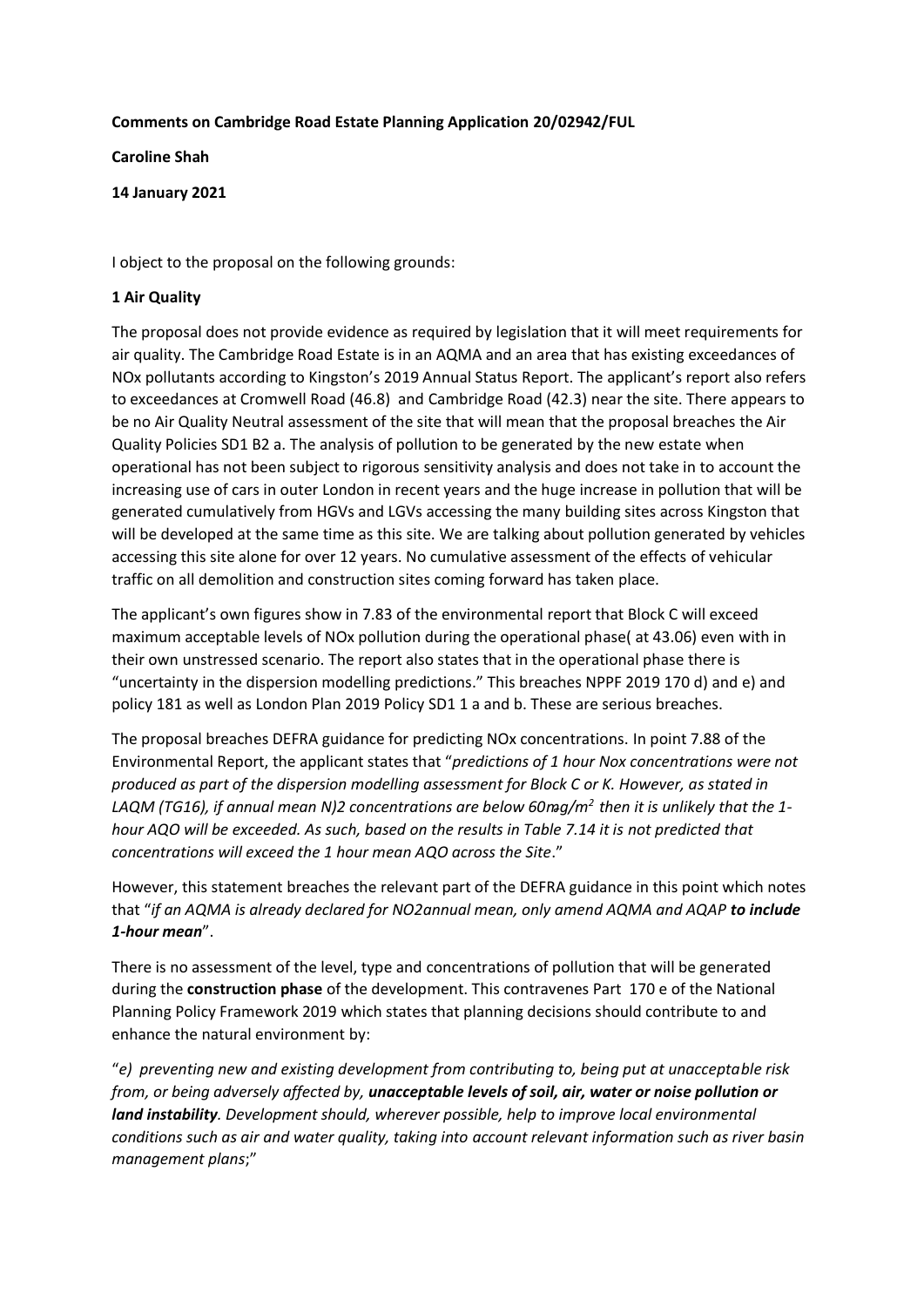**Comments on Cambridge Road Estate Planning Application 20/02942/FUL**

**Caroline Shah**

**14 January 2021**

I object to the proposal on the following grounds:

**1 Air Quality**

The proposal does not provide evidence as required by legislation that it will meet requirements for air quality. The Cambridge Road Estate is in an AQMA and an area that has existing exceedances of NOx pollutants according to Kingston's 2019 Annual Status Report. The applicant's report also refers to exceedances at Cromwell Road (46.8) and Cambridge Road (42.3) near the site. There appears to be no Air Quality Neutral assessment of the site that will mean that the proposal breaches the Air Quality Policies SD1 B2 a. The analysis of pollution to be generated by the new estate when operational has not been subject to rigorous sensitivity analysis and does not take in to account the increasing use of cars in outer London in recent years and the huge increase in pollution that will be generated cumulatively from HGVs and LGVs accessing the many building sites across Kingston that will be developed at the same time as this site. We are talking about pollution generated by vehicles accessing this site alone for over 12 years. No cumulative assessment of the effects of vehicular traffic on all demolition and construction sites coming forward has taken place.

The applicant's own figures show in 7.83 of the environmental report that Block C will exceed maximum acceptable levels of NOx pollution during the operational phase( at 43.06) even with in their own unstressed scenario. The report also states that in the operational phase there is "uncertainty in the dispersion modelling predictions." This breaches NPPF 2019 170 d) and e) and policy 181 as well as London Plan 2019 Policy SD1 1 a and b. These are serious breaches.

The proposal breaches DEFRA guidance for predicting NOx concentrations. In point 7.88 of the Environmental Report, the applicant states that "*predictions of 1 hour Nox concentrations were not produced as part of the dispersion modelling assessment for Block C or K. However, as stated in LAQM (TG16), if annual mean N)2 concentrations are below 60mg/m$^2$ then it is unlikely that the 1-hour AQO will be exceeded. As such, based on the results in Table 7.14 it is not predicted that concentrations will exceed the 1 hour mean AQO across the Site*."

However, this statement breaches the relevant part of the DEFRA guidance in this point which notes that "*if an AQMA is already declared for NO2annual mean, only amend AQMA and AQAP* ***to include 1-hour mean***".

There is no assessment of the level, type and concentrations of pollution that will be generated during the **construction phase** of the development. This contravenes Part 170 e of the National Planning Policy Framework 2019 which states that planning decisions should contribute to and enhance the natural environment by:

"*e) preventing new and existing development from contributing to, being put at unacceptable risk from, or being adversely affected by,* ***unacceptable levels of soil, air, water or noise pollution or land instability****. Development should, wherever possible, help to improve local environmental conditions such as air and water quality, taking into account relevant information such as river basin management plans*;"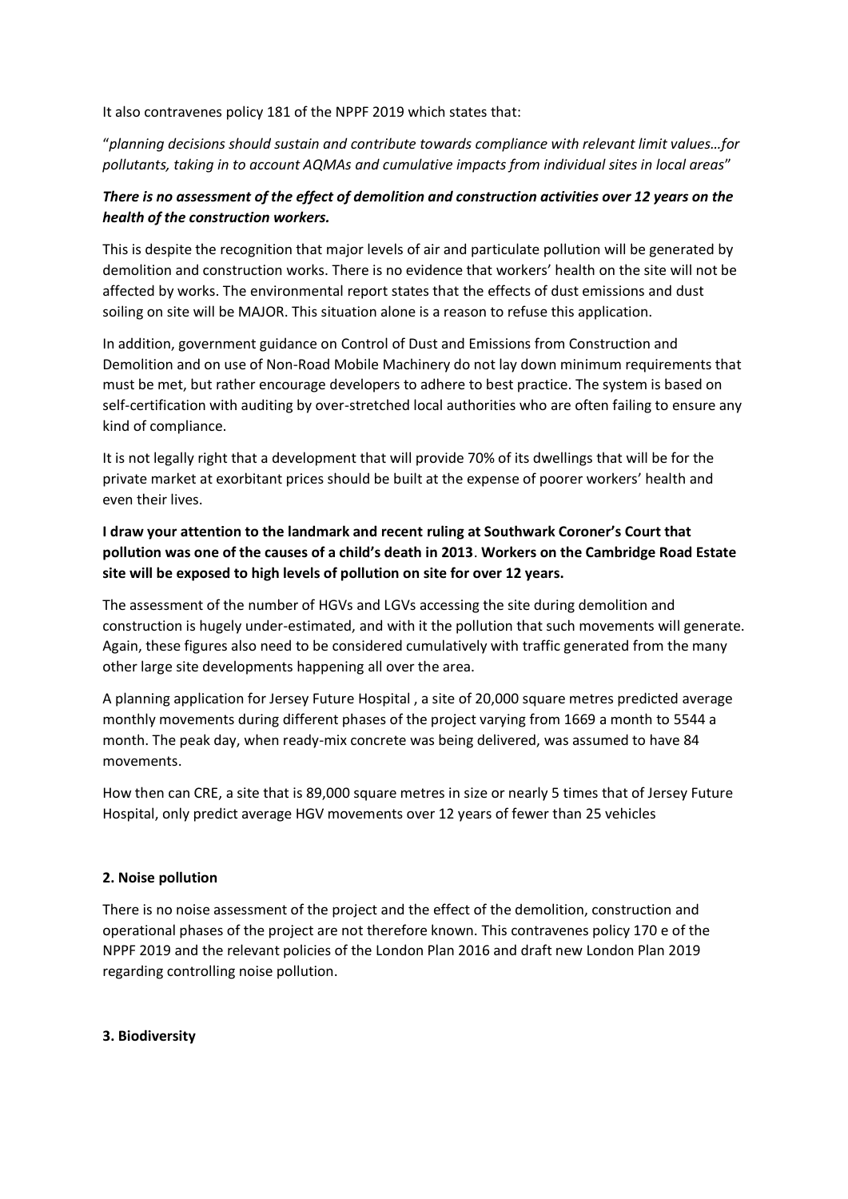It also contravenes policy 181 of the NPPF 2019 which states that:

"*planning decisions should sustain and contribute towards compliance with relevant limit values…for pollutants, taking in to account AQMAs and cumulative impacts from individual sites in local areas*"

***There is no assessment of the effect of demolition and construction activities over 12 years on the health of the construction workers.***

This is despite the recognition that major levels of air and particulate pollution will be generated by demolition and construction works. There is no evidence that workers' health on the site will not be affected by works. The environmental report states that the effects of dust emissions and dust soiling on site will be MAJOR. This situation alone is a reason to refuse this application.

In addition, government guidance on Control of Dust and Emissions from Construction and Demolition and on use of Non-Road Mobile Machinery do not lay down minimum requirements that must be met, but rather encourage developers to adhere to best practice. The system is based on self-certification with auditing by over-stretched local authorities who are often failing to ensure any kind of compliance.

It is not legally right that a development that will provide 70% of its dwellings that will be for the private market at exorbitant prices should be built at the expense of poorer workers' health and even their lives.

**I draw your attention to the landmark and recent ruling at Southwark Coroner's Court that pollution was one of the causes of a child's death in 2013**. **Workers on the Cambridge Road Estate site will be exposed to high levels of pollution on site for over 12 years.**

The assessment of the number of HGVs and LGVs accessing the site during demolition and construction is hugely under-estimated, and with it the pollution that such movements will generate. Again, these figures also need to be considered cumulatively with traffic generated from the many other large site developments happening all over the area.

A planning application for Jersey Future Hospital , a site of 20,000 square metres predicted average monthly movements during different phases of the project varying from 1669 a month to 5544 a month. The peak day, when ready-mix concrete was being delivered, was assumed to have 84 movements.

How then can CRE, a site that is 89,000 square metres in size or nearly 5 times that of Jersey Future Hospital, only predict average HGV movements over 12 years of fewer than 25 vehicles

**2. Noise pollution**

There is no noise assessment of the project and the effect of the demolition, construction and operational phases of the project are not therefore known. This contravenes policy 170 e of the NPPF 2019 and the relevant policies of the London Plan 2016 and draft new London Plan 2019 regarding controlling noise pollution.

**3. Biodiversity**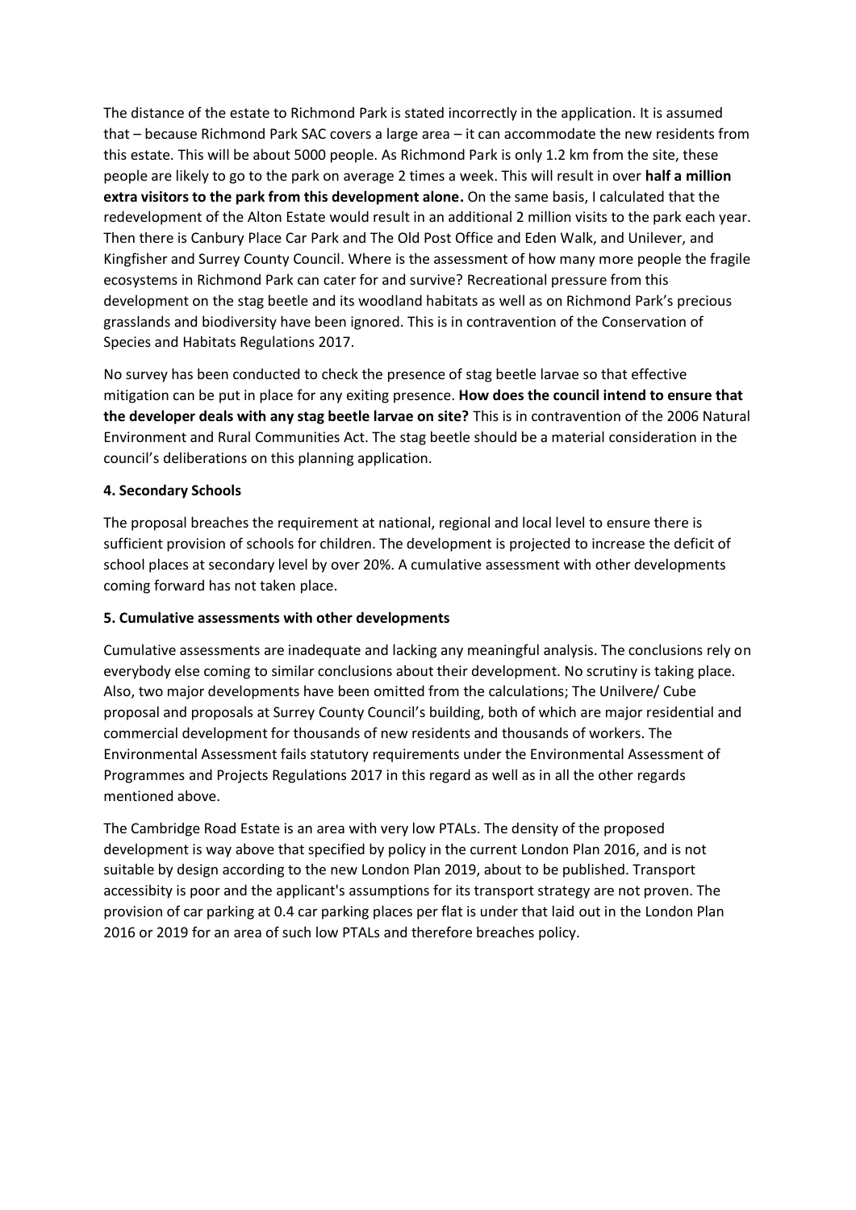The distance of the estate to Richmond Park is stated incorrectly in the application. It is assumed that – because Richmond Park SAC covers a large area – it can accommodate the new residents from this estate. This will be about 5000 people. As Richmond Park is only 1.2 km from the site, these people are likely to go to the park on average 2 times a week. This will result in over **half a million extra visitors to the park from this development alone.** On the same basis, I calculated that the redevelopment of the Alton Estate would result in an additional 2 million visits to the park each year. Then there is Canbury Place Car Park and The Old Post Office and Eden Walk, and Unilever, and Kingfisher and Surrey County Council. Where is the assessment of how many more people the fragile ecosystems in Richmond Park can cater for and survive? Recreational pressure from this development on the stag beetle and its woodland habitats as well as on Richmond Park's precious grasslands and biodiversity have been ignored. This is in contravention of the Conservation of Species and Habitats Regulations 2017.

No survey has been conducted to check the presence of stag beetle larvae so that effective mitigation can be put in place for any exiting presence. **How does the council intend to ensure that the developer deals with any stag beetle larvae on site?** This is in contravention of the 2006 Natural Environment and Rural Communities Act. The stag beetle should be a material consideration in the council's deliberations on this planning application.

**4. Secondary Schools**

The proposal breaches the requirement at national, regional and local level to ensure there is sufficient provision of schools for children. The development is projected to increase the deficit of school places at secondary level by over 20%. A cumulative assessment with other developments coming forward has not taken place.

**5. Cumulative assessments with other developments**

Cumulative assessments are inadequate and lacking any meaningful analysis. The conclusions rely on everybody else coming to similar conclusions about their development. No scrutiny is taking place. Also, two major developments have been omitted from the calculations; The Unilvere/ Cube proposal and proposals at Surrey County Council's building, both of which are major residential and commercial development for thousands of new residents and thousands of workers. The Environmental Assessment fails statutory requirements under the Environmental Assessment of Programmes and Projects Regulations 2017 in this regard as well as in all the other regards mentioned above.

The Cambridge Road Estate is an area with very low PTALs. The density of the proposed development is way above that specified by policy in the current London Plan 2016, and is not suitable by design according to the new London Plan 2019, about to be published. Transport accessibity is poor and the applicant's assumptions for its transport strategy are not proven. The provision of car parking at 0.4 car parking places per flat is under that laid out in the London Plan 2016 or 2019 for an area of such low PTALs and therefore breaches policy.